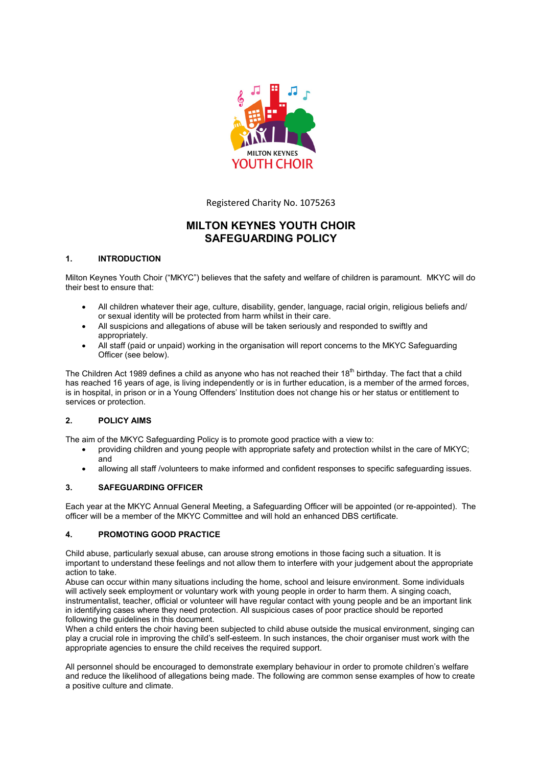MILTON KEYNES YOUTH CHOIR

Registered Charity No. 1075263

# MILTON KEYNES YOUTH CHOIR
# SAFEGUARDING POLICY

## 1. INTRODUCTION

Milton Keynes Youth Choir ("MKYC") believes that the safety and welfare of children is paramount. MKYC will do their best to ensure that:

- All children whatever their age, culture, disability, gender, language, racial origin, religious beliefs and/ or sexual identity will be protected from harm whilst in their care.
- All suspicions and allegations of abuse will be taken seriously and responded to swiftly and appropriately.
- All staff (paid or unpaid) working in the organisation will report concerns to the MKYC Safeguarding Officer (see below).

The Children Act 1989 defines a child as anyone who has not reached their 18th birthday. The fact that a child has reached 16 years of age, is living independently or is in further education, is a member of the armed forces, is in hospital, in prison or in a Young Offenders' Institution does not change his or her status or entitlement to services or protection.

## 2. POLICY AIMS

The aim of the MKYC Safeguarding Policy is to promote good practice with a view to:

- providing children and young people with appropriate safety and protection whilst in the care of MKYC; and
- allowing all staff /volunteers to make informed and confident responses to specific safeguarding issues.

## 3. SAFEGUARDING OFFICER

Each year at the MKYC Annual General Meeting, a Safeguarding Officer will be appointed (or re-appointed). The officer will be a member of the MKYC Committee and will hold an enhanced DBS certificate.

## 4. PROMOTING GOOD PRACTICE

Child abuse, particularly sexual abuse, can arouse strong emotions in those facing such a situation. It is important to understand these feelings and not allow them to interfere with your judgement about the appropriate action to take.
Abuse can occur within many situations including the home, school and leisure environment. Some individuals will actively seek employment or voluntary work with young people in order to harm them. A singing coach, instrumentalist, teacher, official or volunteer will have regular contact with young people and be an important link in identifying cases where they need protection. All suspicious cases of poor practice should be reported following the guidelines in this document.
When a child enters the choir having been subjected to child abuse outside the musical environment, singing can play a crucial role in improving the child's self-esteem. In such instances, the choir organiser must work with the appropriate agencies to ensure the child receives the required support.

All personnel should be encouraged to demonstrate exemplary behaviour in order to promote children's welfare and reduce the likelihood of allegations being made. The following are common sense examples of how to create a positive culture and climate.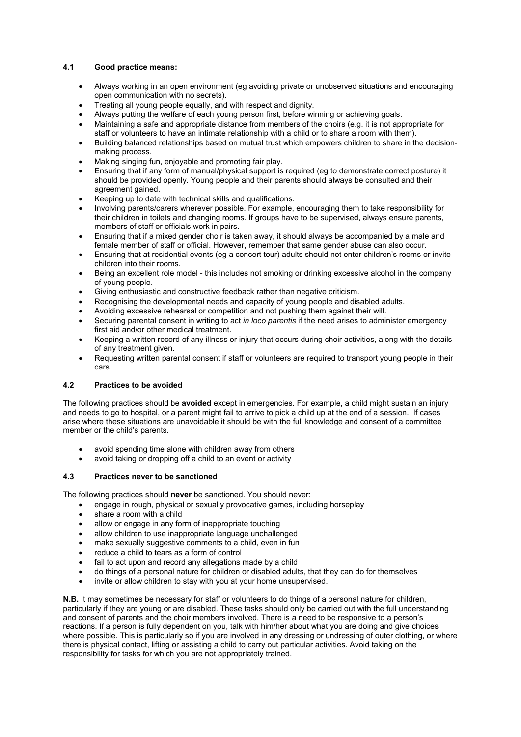### 4.1 Good practice means:

- Always working in an open environment (eg avoiding private or unobserved situations and encouraging open communication with no secrets).
- Treating all young people equally, and with respect and dignity.
- Always putting the welfare of each young person first, before winning or achieving goals.
- Maintaining a safe and appropriate distance from members of the choirs (e.g. it is not appropriate for staff or volunteers to have an intimate relationship with a child or to share a room with them).
- Building balanced relationships based on mutual trust which empowers children to share in the decision-making process.
- Making singing fun, enjoyable and promoting fair play.
- Ensuring that if any form of manual/physical support is required (eg to demonstrate correct posture) it should be provided openly. Young people and their parents should always be consulted and their agreement gained.
- Keeping up to date with technical skills and qualifications.
- Involving parents/carers wherever possible. For example, encouraging them to take responsibility for their children in toilets and changing rooms. If groups have to be supervised, always ensure parents, members of staff or officials work in pairs.
- Ensuring that if a mixed gender choir is taken away, it should always be accompanied by a male and female member of staff or official. However, remember that same gender abuse can also occur.
- Ensuring that at residential events (eg a concert tour) adults should not enter children's rooms or invite children into their rooms.
- Being an excellent role model - this includes not smoking or drinking excessive alcohol in the company of young people.
- Giving enthusiastic and constructive feedback rather than negative criticism.
- Recognising the developmental needs and capacity of young people and disabled adults.
- Avoiding excessive rehearsal or competition and not pushing them against their will.
- Securing parental consent in writing to act *in loco parentis* if the need arises to administer emergency first aid and/or other medical treatment.
- Keeping a written record of any illness or injury that occurs during choir activities, along with the details of any treatment given.
- Requesting written parental consent if staff or volunteers are required to transport young people in their cars.

### 4.2 Practices to be avoided

The following practices should be **avoided** except in emergencies. For example, a child might sustain an injury and needs to go to hospital, or a parent might fail to arrive to pick a child up at the end of a session. If cases arise where these situations are unavoidable it should be with the full knowledge and consent of a committee member or the child's parents.

- avoid spending time alone with children away from others
- avoid taking or dropping off a child to an event or activity

### 4.3 Practices never to be sanctioned

The following practices should **never** be sanctioned. You should never:

- engage in rough, physical or sexually provocative games, including horseplay
- share a room with a child
- allow or engage in any form of inappropriate touching
- allow children to use inappropriate language unchallenged
- make sexually suggestive comments to a child, even in fun
- reduce a child to tears as a form of control
- fail to act upon and record any allegations made by a child
- do things of a personal nature for children or disabled adults, that they can do for themselves
- invite or allow children to stay with you at your home unsupervised.

**N.B.** It may sometimes be necessary for staff or volunteers to do things of a personal nature for children, particularly if they are young or are disabled. These tasks should only be carried out with the full understanding and consent of parents and the choir members involved. There is a need to be responsive to a person's reactions. If a person is fully dependent on you, talk with him/her about what you are doing and give choices where possible. This is particularly so if you are involved in any dressing or undressing of outer clothing, or where there is physical contact, lifting or assisting a child to carry out particular activities. Avoid taking on the responsibility for tasks for which you are not appropriately trained.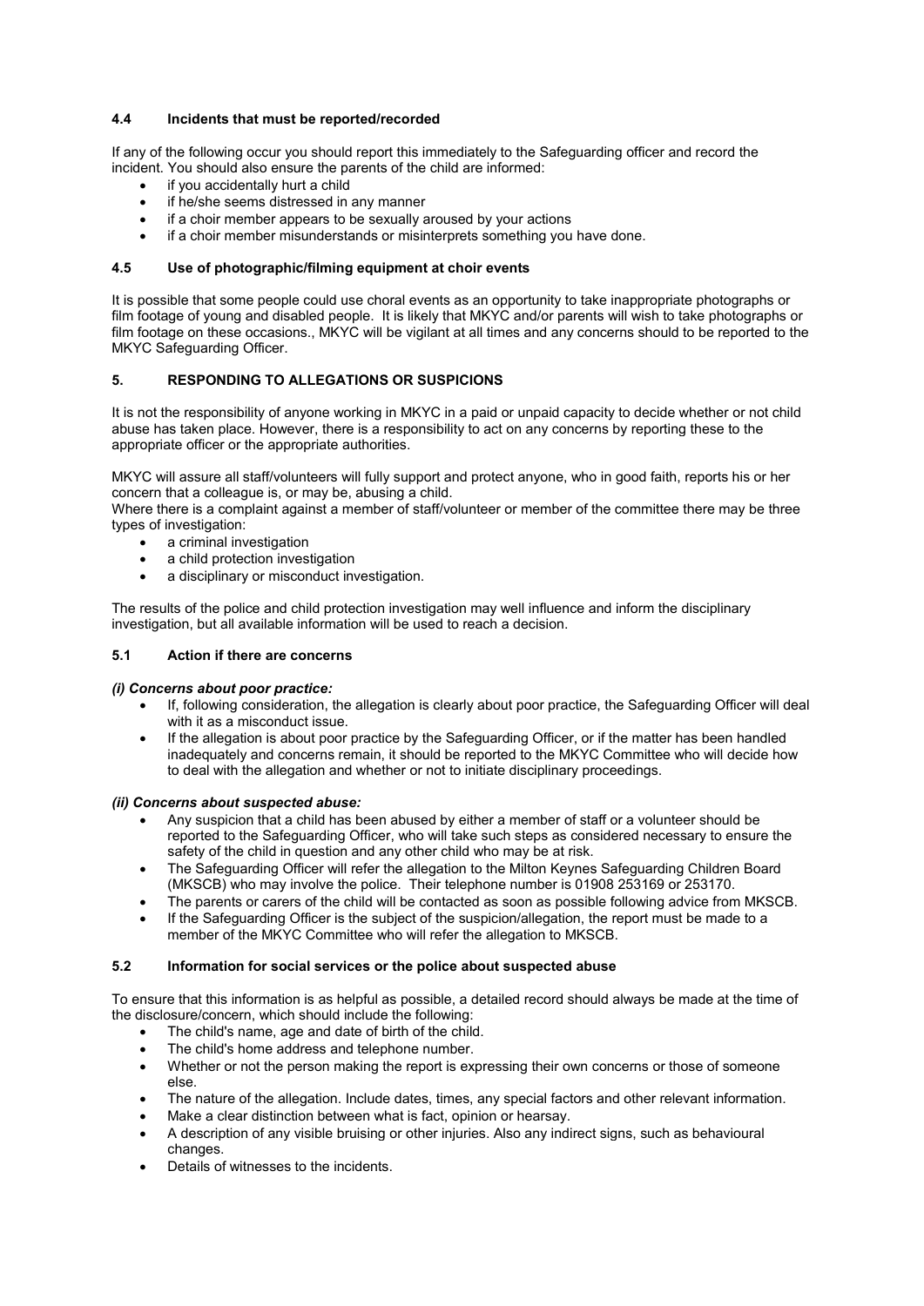### 4.4 Incidents that must be reported/recorded

If any of the following occur you should report this immediately to the Safeguarding officer and record the incident. You should also ensure the parents of the child are informed:

- if you accidentally hurt a child
- if he/she seems distressed in any manner
- if a choir member appears to be sexually aroused by your actions
- if a choir member misunderstands or misinterprets something you have done.

### 4.5 Use of photographic/filming equipment at choir events

It is possible that some people could use choral events as an opportunity to take inappropriate photographs or film footage of young and disabled people. It is likely that MKYC and/or parents will wish to take photographs or film footage on these occasions., MKYC will be vigilant at all times and any concerns should to be reported to the MKYC Safeguarding Officer.

## 5. RESPONDING TO ALLEGATIONS OR SUSPICIONS

It is not the responsibility of anyone working in MKYC in a paid or unpaid capacity to decide whether or not child abuse has taken place. However, there is a responsibility to act on any concerns by reporting these to the appropriate officer or the appropriate authorities.

MKYC will assure all staff/volunteers will fully support and protect anyone, who in good faith, reports his or her concern that a colleague is, or may be, abusing a child.
Where there is a complaint against a member of staff/volunteer or member of the committee there may be three types of investigation:

- a criminal investigation
- a child protection investigation
- a disciplinary or misconduct investigation.

The results of the police and child protection investigation may well influence and inform the disciplinary investigation, but all available information will be used to reach a decision.

### 5.1 Action if there are concerns

***(i) Concerns about poor practice:***

- If, following consideration, the allegation is clearly about poor practice, the Safeguarding Officer will deal with it as a misconduct issue.
- If the allegation is about poor practice by the Safeguarding Officer, or if the matter has been handled inadequately and concerns remain, it should be reported to the MKYC Committee who will decide how to deal with the allegation and whether or not to initiate disciplinary proceedings.

***(ii) Concerns about suspected abuse:***

- Any suspicion that a child has been abused by either a member of staff or a volunteer should be reported to the Safeguarding Officer, who will take such steps as considered necessary to ensure the safety of the child in question and any other child who may be at risk.
- The Safeguarding Officer will refer the allegation to the Milton Keynes Safeguarding Children Board (MKSCB) who may involve the police. Their telephone number is 01908 253169 or 253170.
- The parents or carers of the child will be contacted as soon as possible following advice from MKSCB.
- If the Safeguarding Officer is the subject of the suspicion/allegation, the report must be made to a member of the MKYC Committee who will refer the allegation to MKSCB.

### 5.2 Information for social services or the police about suspected abuse

To ensure that this information is as helpful as possible, a detailed record should always be made at the time of the disclosure/concern, which should include the following:

- The child's name, age and date of birth of the child.
- The child's home address and telephone number.
- Whether or not the person making the report is expressing their own concerns or those of someone else.
- The nature of the allegation. Include dates, times, any special factors and other relevant information.
- Make a clear distinction between what is fact, opinion or hearsay.
- A description of any visible bruising or other injuries. Also any indirect signs, such as behavioural changes.
- Details of witnesses to the incidents.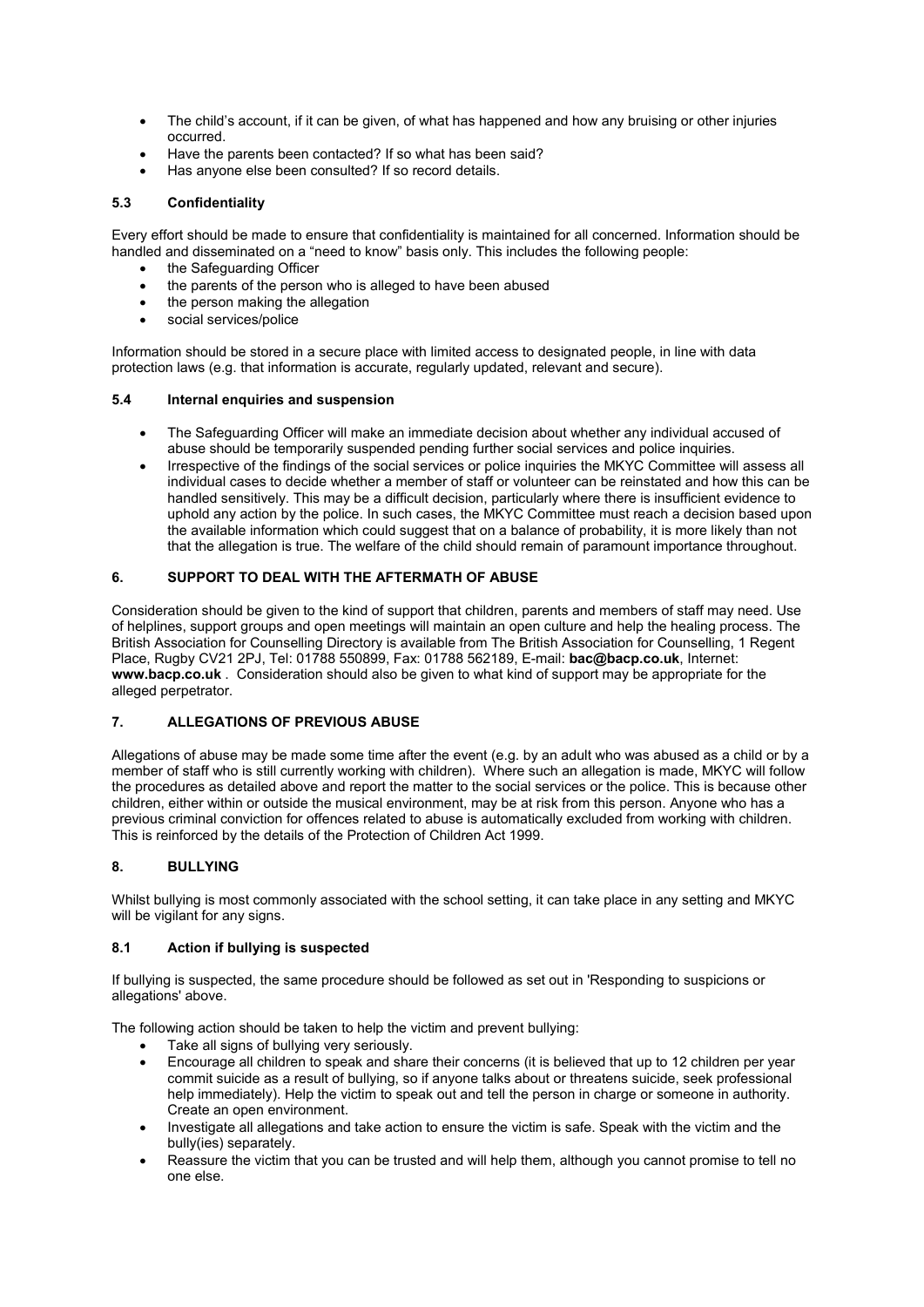- The child's account, if it can be given, of what has happened and how any bruising or other injuries occurred.
- Have the parents been contacted? If so what has been said?
- Has anyone else been consulted? If so record details.

### 5.3 Confidentiality

Every effort should be made to ensure that confidentiality is maintained for all concerned. Information should be handled and disseminated on a "need to know" basis only. This includes the following people:

- the Safeguarding Officer
- the parents of the person who is alleged to have been abused
- the person making the allegation
- social services/police

Information should be stored in a secure place with limited access to designated people, in line with data protection laws (e.g. that information is accurate, regularly updated, relevant and secure).

### 5.4 Internal enquiries and suspension

- The Safeguarding Officer will make an immediate decision about whether any individual accused of abuse should be temporarily suspended pending further social services and police inquiries.
- Irrespective of the findings of the social services or police inquiries the MKYC Committee will assess all individual cases to decide whether a member of staff or volunteer can be reinstated and how this can be handled sensitively. This may be a difficult decision, particularly where there is insufficient evidence to uphold any action by the police. In such cases, the MKYC Committee must reach a decision based upon the available information which could suggest that on a balance of probability, it is more likely than not that the allegation is true. The welfare of the child should remain of paramount importance throughout.

## 6. SUPPORT TO DEAL WITH THE AFTERMATH OF ABUSE

Consideration should be given to the kind of support that children, parents and members of staff may need. Use of helplines, support groups and open meetings will maintain an open culture and help the healing process. The British Association for Counselling Directory is available from The British Association for Counselling, 1 Regent Place, Rugby CV21 2PJ, Tel: 01788 550899, Fax: 01788 562189, E-mail: **bac@bacp.co.uk**, Internet: **www.bacp.co.uk** . Consideration should also be given to what kind of support may be appropriate for the alleged perpetrator.

## 7. ALLEGATIONS OF PREVIOUS ABUSE

Allegations of abuse may be made some time after the event (e.g. by an adult who was abused as a child or by a member of staff who is still currently working with children). Where such an allegation is made, MKYC will follow the procedures as detailed above and report the matter to the social services or the police. This is because other children, either within or outside the musical environment, may be at risk from this person. Anyone who has a previous criminal conviction for offences related to abuse is automatically excluded from working with children. This is reinforced by the details of the Protection of Children Act 1999.

## 8. BULLYING

Whilst bullying is most commonly associated with the school setting, it can take place in any setting and MKYC will be vigilant for any signs.

### 8.1 Action if bullying is suspected

If bullying is suspected, the same procedure should be followed as set out in 'Responding to suspicions or allegations' above.

The following action should be taken to help the victim and prevent bullying:

- Take all signs of bullying very seriously.
- Encourage all children to speak and share their concerns (it is believed that up to 12 children per year commit suicide as a result of bullying, so if anyone talks about or threatens suicide, seek professional help immediately). Help the victim to speak out and tell the person in charge or someone in authority. Create an open environment.
- Investigate all allegations and take action to ensure the victim is safe. Speak with the victim and the bully(ies) separately.
- Reassure the victim that you can be trusted and will help them, although you cannot promise to tell no one else.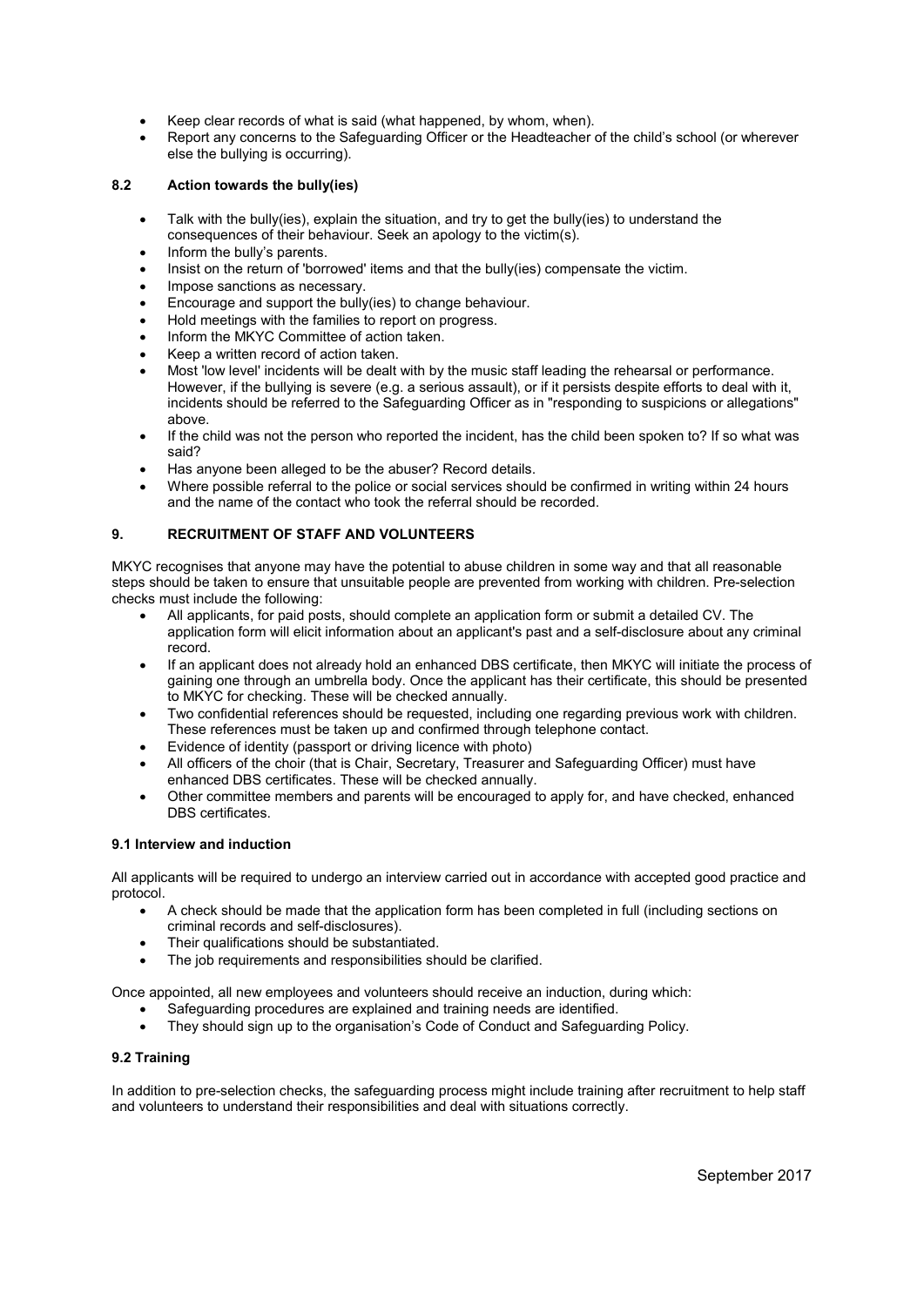- Keep clear records of what is said (what happened, by whom, when).
- Report any concerns to the Safeguarding Officer or the Headteacher of the child's school (or wherever else the bullying is occurring).

### 8.2 Action towards the bully(ies)

- Talk with the bully(ies), explain the situation, and try to get the bully(ies) to understand the consequences of their behaviour. Seek an apology to the victim(s).
- Inform the bully's parents.
- Insist on the return of 'borrowed' items and that the bully(ies) compensate the victim.
- Impose sanctions as necessary.
- Encourage and support the bully(ies) to change behaviour.
- Hold meetings with the families to report on progress.
- Inform the MKYC Committee of action taken.
- Keep a written record of action taken.
- Most 'low level' incidents will be dealt with by the music staff leading the rehearsal or performance. However, if the bullying is severe (e.g. a serious assault), or if it persists despite efforts to deal with it, incidents should be referred to the Safeguarding Officer as in "responding to suspicions or allegations" above.
- If the child was not the person who reported the incident, has the child been spoken to? If so what was said?
- Has anyone been alleged to be the abuser? Record details.
- Where possible referral to the police or social services should be confirmed in writing within 24 hours and the name of the contact who took the referral should be recorded.

## 9. RECRUITMENT OF STAFF AND VOLUNTEERS

MKYC recognises that anyone may have the potential to abuse children in some way and that all reasonable steps should be taken to ensure that unsuitable people are prevented from working with children. Pre-selection checks must include the following:

- All applicants, for paid posts, should complete an application form or submit a detailed CV. The application form will elicit information about an applicant's past and a self-disclosure about any criminal record.
- If an applicant does not already hold an enhanced DBS certificate, then MKYC will initiate the process of gaining one through an umbrella body. Once the applicant has their certificate, this should be presented to MKYC for checking. These will be checked annually.
- Two confidential references should be requested, including one regarding previous work with children. These references must be taken up and confirmed through telephone contact.
- Evidence of identity (passport or driving licence with photo)
- All officers of the choir (that is Chair, Secretary, Treasurer and Safeguarding Officer) must have enhanced DBS certificates. These will be checked annually.
- Other committee members and parents will be encouraged to apply for, and have checked, enhanced DBS certificates.

### 9.1 Interview and induction

All applicants will be required to undergo an interview carried out in accordance with accepted good practice and protocol.

- A check should be made that the application form has been completed in full (including sections on criminal records and self-disclosures).
- Their qualifications should be substantiated.
- The job requirements and responsibilities should be clarified.

Once appointed, all new employees and volunteers should receive an induction, during which:

- Safeguarding procedures are explained and training needs are identified.
- They should sign up to the organisation's Code of Conduct and Safeguarding Policy.

### 9.2 Training

In addition to pre-selection checks, the safeguarding process might include training after recruitment to help staff and volunteers to understand their responsibilities and deal with situations correctly.

September 2017